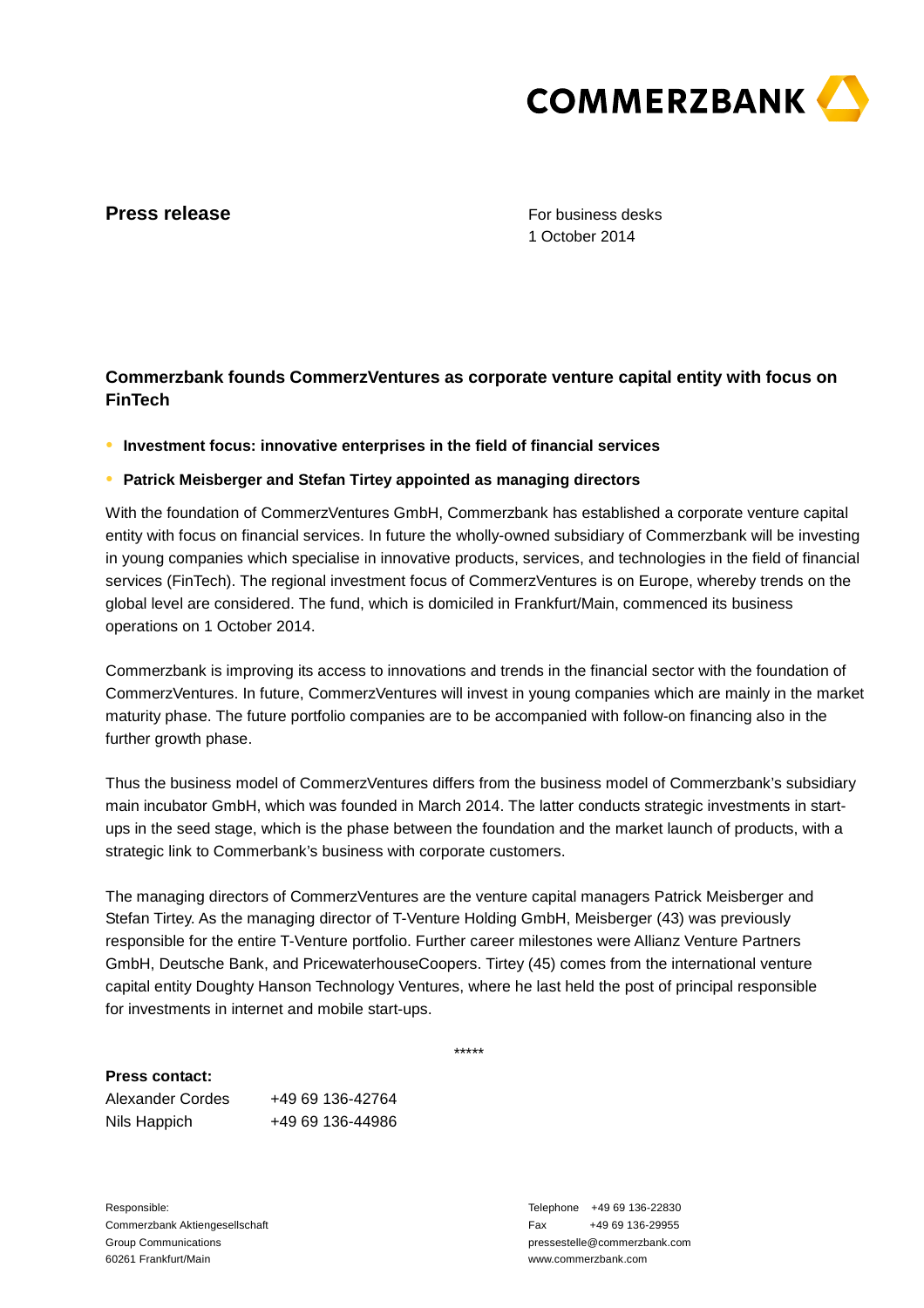**Press release**

For business desks
1 October 2014

## Commerzbank founds CommerzVentures as corporate venture capital entity with focus on FinTech

- **Investment focus: innovative enterprises in the field of financial services**
- **Patrick Meisberger and Stefan Tirtey appointed as managing directors**

With the foundation of CommerzVentures GmbH, Commerzbank has established a corporate venture capital entity with focus on financial services. In future the wholly-owned subsidiary of Commerzbank will be investing in young companies which specialise in innovative products, services, and technologies in the field of financial services (FinTech). The regional investment focus of CommerzVentures is on Europe, whereby trends on the global level are considered. The fund, which is domiciled in Frankfurt/Main, commenced its business operations on 1 October 2014.

Commerzbank is improving its access to innovations and trends in the financial sector with the foundation of CommerzVentures. In future, CommerzVentures will invest in young companies which are mainly in the market maturity phase. The future portfolio companies are to be accompanied with follow-on financing also in the further growth phase.

Thus the business model of CommerzVentures differs from the business model of Commerzbank's subsidiary main incubator GmbH, which was founded in March 2014. The latter conducts strategic investments in start-ups in the seed stage, which is the phase between the foundation and the market launch of products, with a strategic link to Commerbank's business with corporate customers.

The managing directors of CommerzVentures are the venture capital managers Patrick Meisberger and Stefan Tirtey. As the managing director of T-Venture Holding GmbH, Meisberger (43) was previously responsible for the entire T-Venture portfolio. Further career milestones were Allianz Venture Partners GmbH, Deutsche Bank, and PricewaterhouseCoopers. Tirtey (45) comes from the international venture capital entity Doughty Hanson Technology Ventures, where he last held the post of principal responsible for investments in internet and mobile start-ups.

*****

**Press contact:**

Alexander Cordes +49 69 136-42764
Nils Happich +49 69 136-44986

Responsible:
Commerzbank Aktiengesellschaft
Group Communications
60261 Frankfurt/Main

Telephone +49 69 136-22830
Fax +49 69 136-29955
pressestelle@commerzbank.com
www.commerzbank.com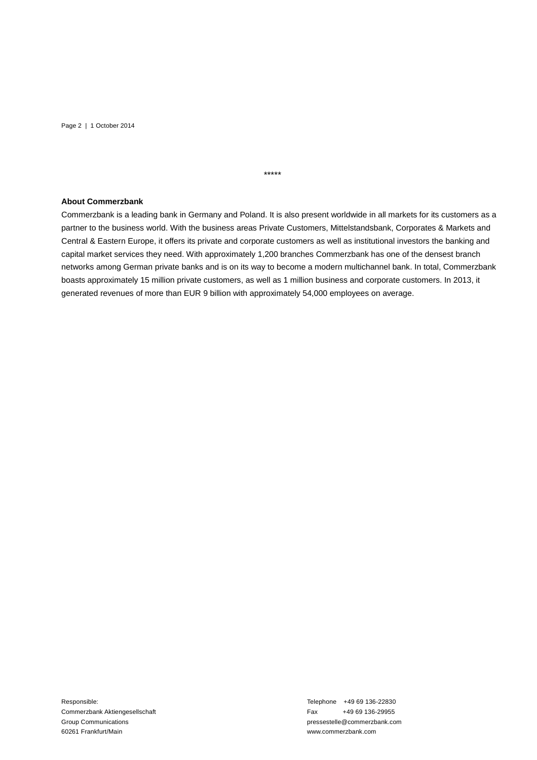*****

**About Commerzbank**

Commerzbank is a leading bank in Germany and Poland. It is also present worldwide in all markets for its customers as a partner to the business world. With the business areas Private Customers, Mittelstandsbank, Corporates & Markets and Central & Eastern Europe, it offers its private and corporate customers as well as institutional investors the banking and capital market services they need. With approximately 1,200 branches Commerzbank has one of the densest branch networks among German private banks and is on its way to become a modern multichannel bank. In total, Commerzbank boasts approximately 15 million private customers, as well as 1 million business and corporate customers. In 2013, it generated revenues of more than EUR 9 billion with approximately 54,000 employees on average.